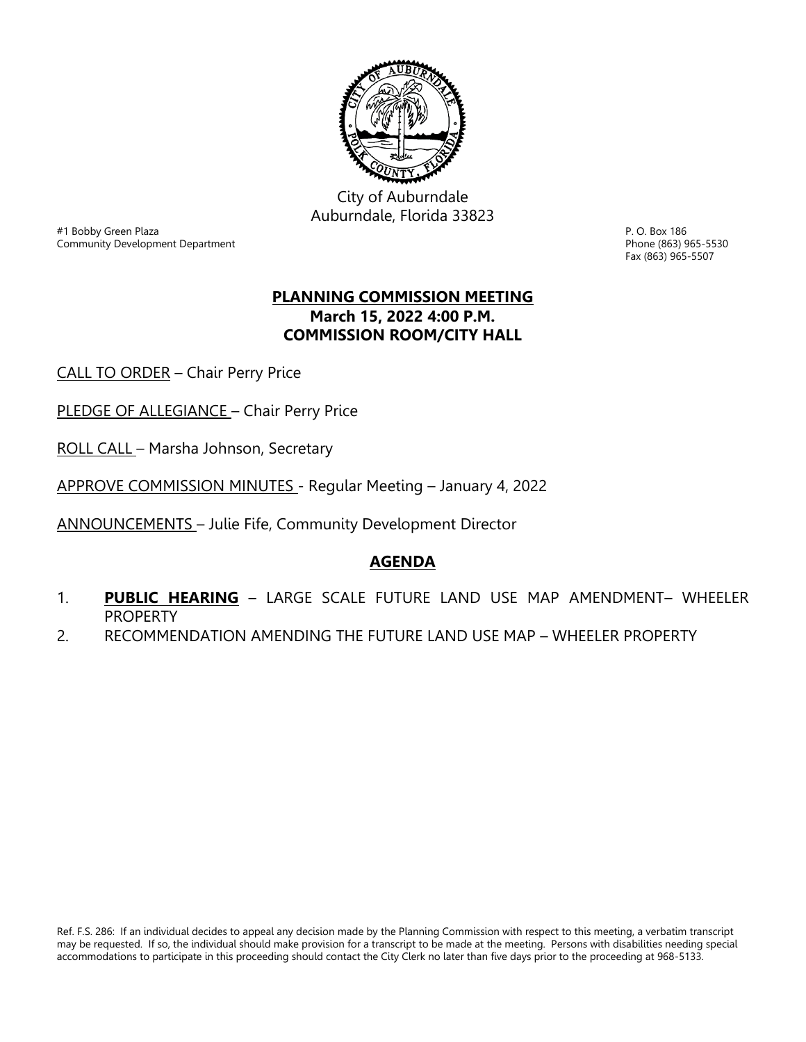City of Auburndale
Auburndale, Florida 33823

#1 Bobby Green Plaza
Community Development Department

P. O. Box 186
Phone (863) 965-5530
Fax (863) 965-5507

# PLANNING COMMISSION MEETING

**March 15, 2022 4:00 P.M.**
**COMMISSION ROOM/CITY HALL**

CALL TO ORDER – Chair Perry Price

PLEDGE OF ALLEGIANCE – Chair Perry Price

ROLL CALL – Marsha Johnson, Secretary

APPROVE COMMISSION MINUTES - Regular Meeting – January 4, 2022

ANNOUNCEMENTS – Julie Fife, Community Development Director

## AGENDA

1. **PUBLIC HEARING** – LARGE SCALE FUTURE LAND USE MAP AMENDMENT– WHEELER PROPERTY
2. RECOMMENDATION AMENDING THE FUTURE LAND USE MAP – WHEELER PROPERTY

Ref. F.S. 286: If an individual decides to appeal any decision made by the Planning Commission with respect to this meeting, a verbatim transcript may be requested. If so, the individual should make provision for a transcript to be made at the meeting. Persons with disabilities needing special accommodations to participate in this proceeding should contact the City Clerk no later than five days prior to the proceeding at 968-5133.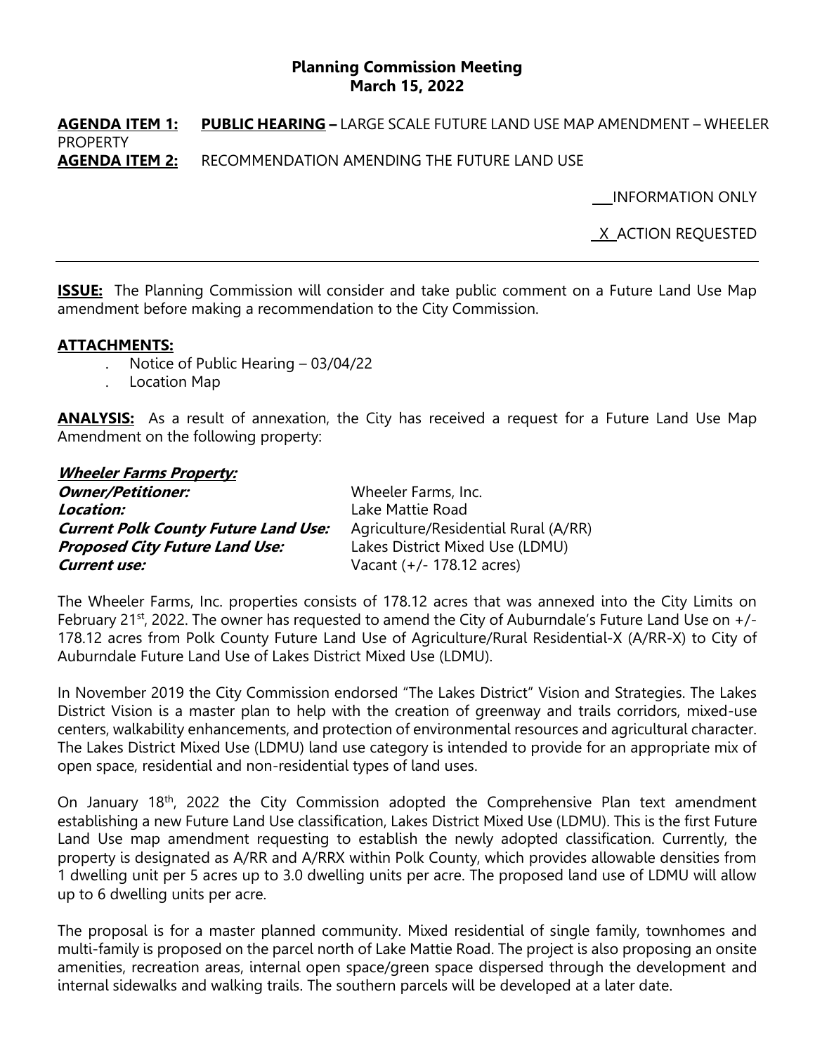## Planning Commission Meeting
## March 15, 2022

**AGENDA ITEM 1:** **PUBLIC HEARING –** LARGE SCALE FUTURE LAND USE MAP AMENDMENT – WHEELER PROPERTY
**AGENDA ITEM 2:** RECOMMENDATION AMENDING THE FUTURE LAND USE

___INFORMATION ONLY

_X_ ACTION REQUESTED

---

**ISSUE:** The Planning Commission will consider and take public comment on a Future Land Use Map amendment before making a recommendation to the City Commission.

**ATTACHMENTS:**

- Notice of Public Hearing – 03/04/22
- Location Map

**ANALYSIS:** As a result of annexation, the City has received a request for a Future Land Use Map Amendment on the following property:

***Wheeler Farms Property:***

| | |
|---|---|
| ***Owner/Petitioner:*** | Wheeler Farms, Inc. |
| ***Location:*** | Lake Mattie Road |
| ***Current Polk County Future Land Use:*** | Agriculture/Residential Rural (A/RR) |
| ***Proposed City Future Land Use:*** | Lakes District Mixed Use (LDMU) |
| ***Current use:*** | Vacant (+/- 178.12 acres) |

The Wheeler Farms, Inc. properties consists of 178.12 acres that was annexed into the City Limits on February 21st, 2022. The owner has requested to amend the City of Auburndale's Future Land Use on +/- 178.12 acres from Polk County Future Land Use of Agriculture/Rural Residential-X (A/RR-X) to City of Auburndale Future Land Use of Lakes District Mixed Use (LDMU).

In November 2019 the City Commission endorsed "The Lakes District" Vision and Strategies. The Lakes District Vision is a master plan to help with the creation of greenway and trails corridors, mixed-use centers, walkability enhancements, and protection of environmental resources and agricultural character. The Lakes District Mixed Use (LDMU) land use category is intended to provide for an appropriate mix of open space, residential and non-residential types of land uses.

On January 18th, 2022 the City Commission adopted the Comprehensive Plan text amendment establishing a new Future Land Use classification, Lakes District Mixed Use (LDMU). This is the first Future Land Use map amendment requesting to establish the newly adopted classification. Currently, the property is designated as A/RR and A/RRX within Polk County, which provides allowable densities from 1 dwelling unit per 5 acres up to 3.0 dwelling units per acre. The proposed land use of LDMU will allow up to 6 dwelling units per acre.

The proposal is for a master planned community. Mixed residential of single family, townhomes and multi-family is proposed on the parcel north of Lake Mattie Road. The project is also proposing an onsite amenities, recreation areas, internal open space/green space dispersed through the development and internal sidewalks and walking trails. The southern parcels will be developed at a later date.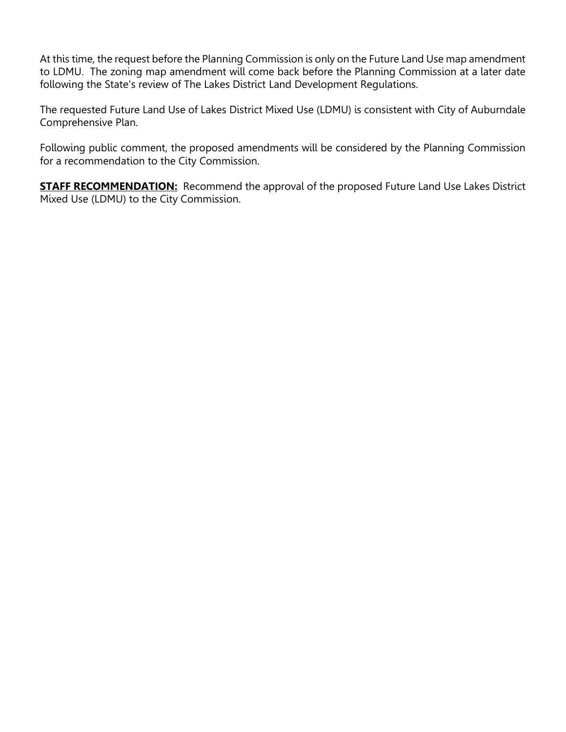At this time, the request before the Planning Commission is only on the Future Land Use map amendment to LDMU. The zoning map amendment will come back before the Planning Commission at a later date following the State's review of The Lakes District Land Development Regulations.

The requested Future Land Use of Lakes District Mixed Use (LDMU) is consistent with City of Auburndale Comprehensive Plan.

Following public comment, the proposed amendments will be considered by the Planning Commission for a recommendation to the City Commission.

**STAFF RECOMMENDATION:** Recommend the approval of the proposed Future Land Use Lakes District Mixed Use (LDMU) to the City Commission.